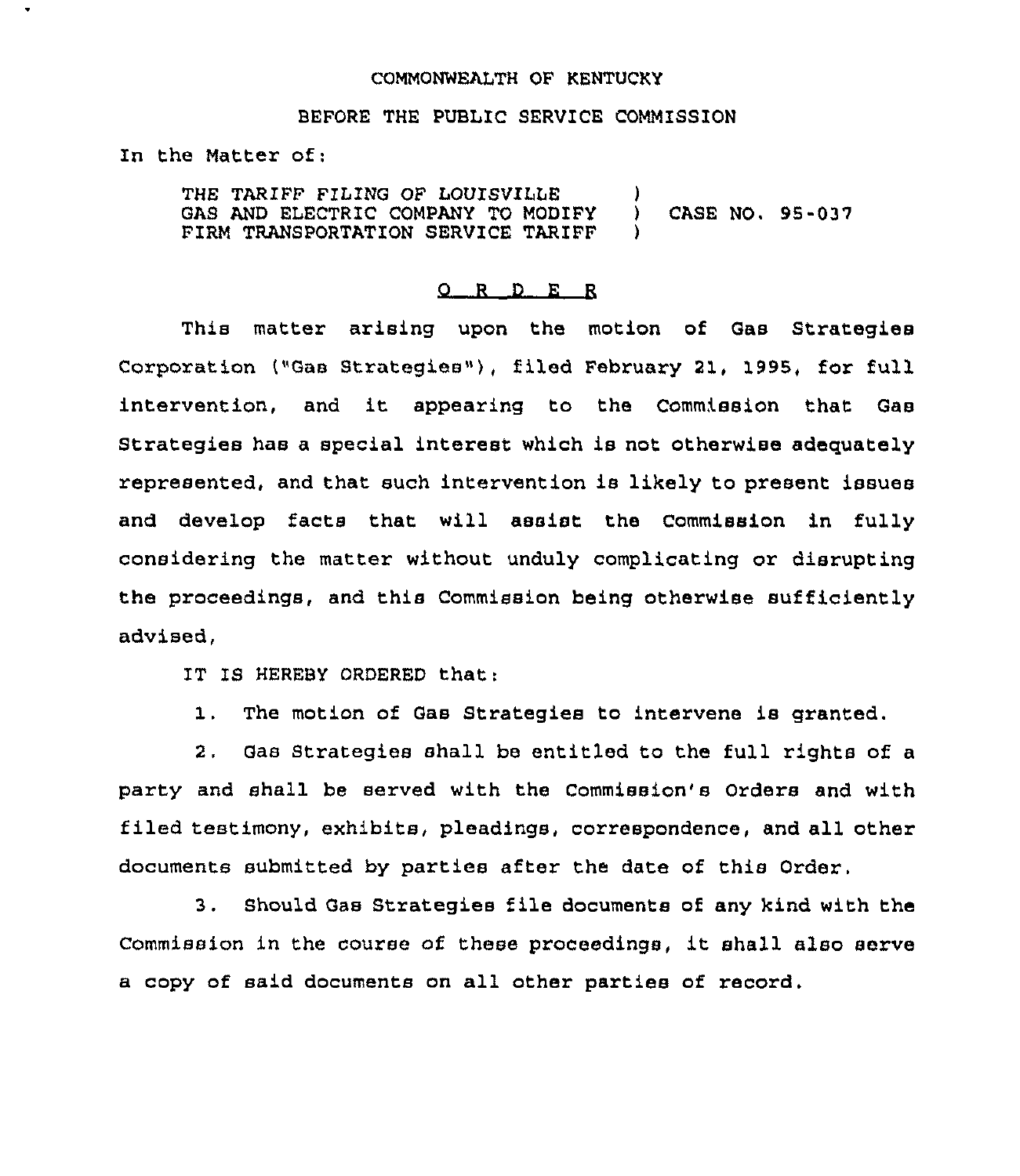COMMONWEALTH OF KENTUCKY

BEFORE THE PUBLIC SERVICE COMMISSION

In the Matter of:

| | | |
|---|---|---|
| THE TARIFF FILING OF LOUISVILLE GAS AND ELECTRIC COMPANY TO MODIFY FIRM TRANSPORTATION SERVICE TARIFF | ) ) ) | CASE NO. 95-037 |

## O R D E R

This matter arising upon the motion of Gas Strategies Corporation ("Gas Strategies"), filed February 21, 1995, for full intervention, and it appearing to the Commission that Gas Strategies has a special interest which is not otherwise adequately represented, and that such intervention is likely to present issues and develop facts that will assist the Commission in fully considering the matter without unduly complicating or disrupting the proceedings, and this Commission being otherwise sufficiently advised,

IT IS HEREBY ORDERED that:

1. The motion of Gas Strategies to intervene is granted.

2. Gas Strategies shall be entitled to the full rights of a party and shall be served with the Commission's Orders and with filed testimony, exhibits, pleadings, correspondence, and all other documents submitted by parties after the date of this Order.

3. Should Gas Strategies file documents of any kind with the Commission in the course of these proceedings, it shall also serve a copy of said documents on all other parties of record.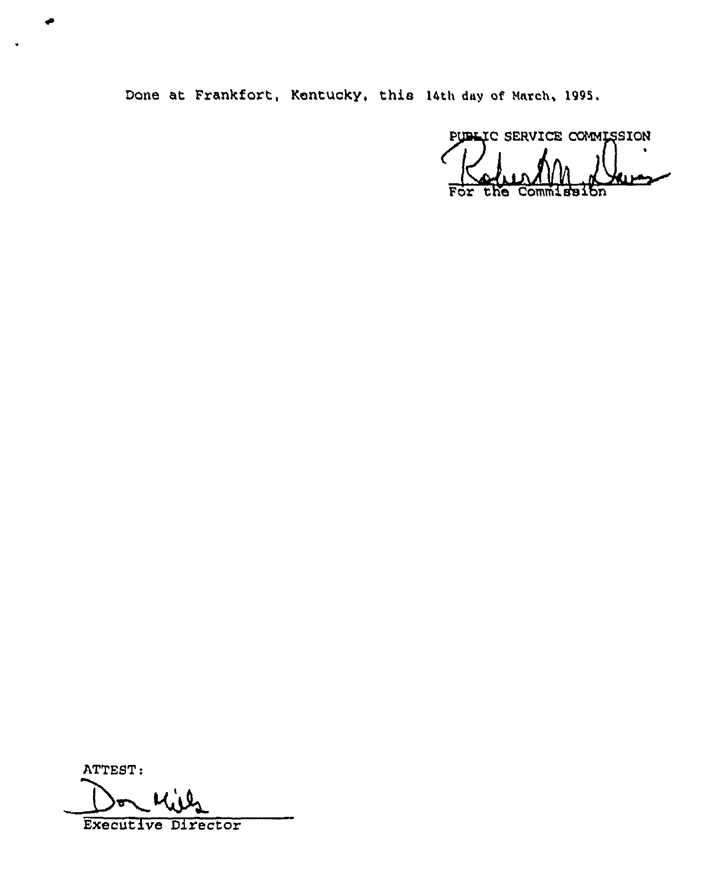Done at Frankfort, Kentucky, this 14th day of March, 1995.

PUBLIC SERVICE COMMISSION

For the Commission

ATTEST:

Executive Director